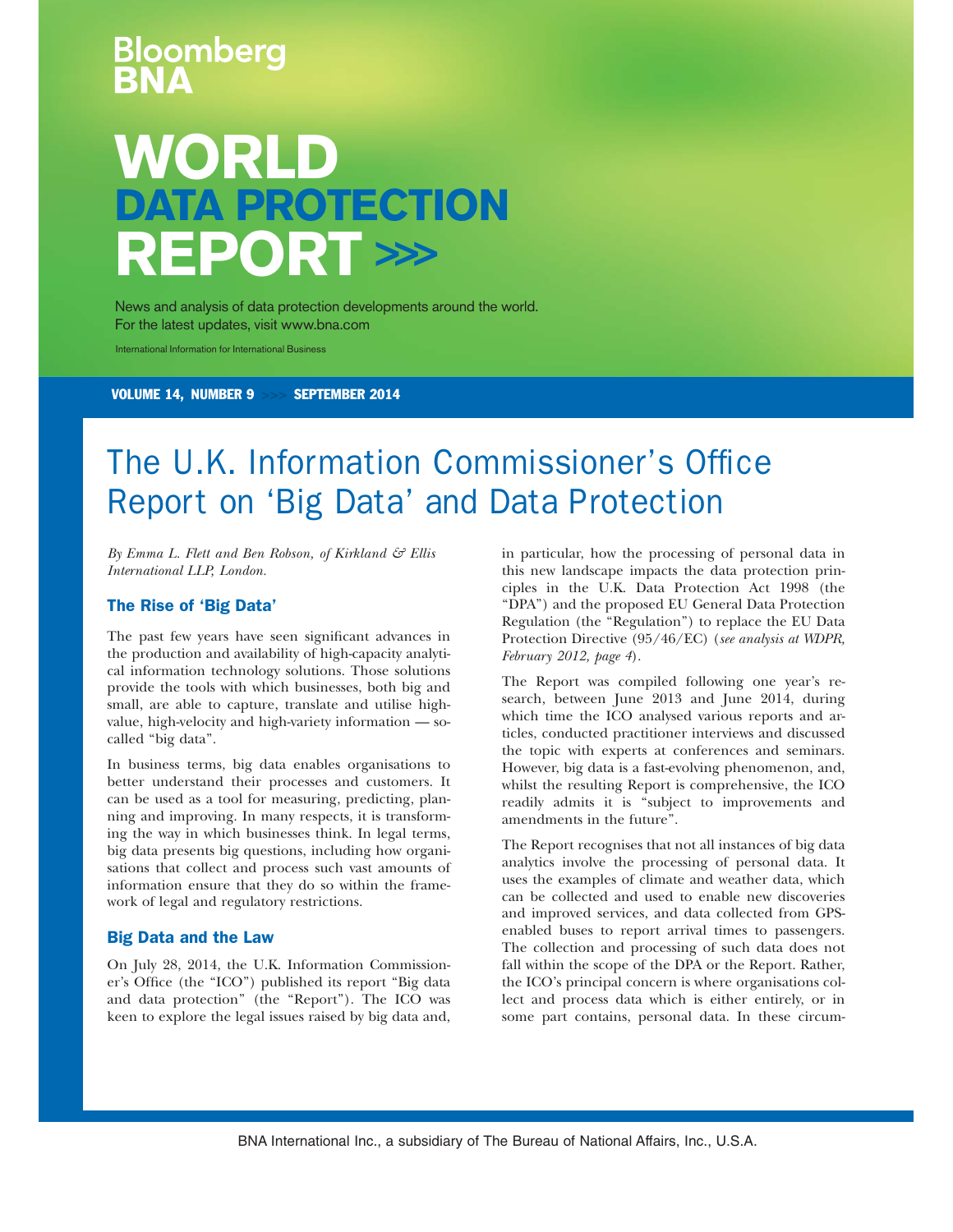# The U.K. Information Commissioner's Office Report on 'Big Data' and Data Protection

*By Emma L. Flett and Ben Robson, of Kirkland & Ellis International LLP, London.*

## The Rise of 'Big Data'

The past few years have seen significant advances in the production and availability of high-capacity analytical information technology solutions. Those solutions provide the tools with which businesses, both big and small, are able to capture, translate and utilise high-value, high-velocity and high-variety information — so-called "big data".

In business terms, big data enables organisations to better understand their processes and customers. It can be used as a tool for measuring, predicting, planning and improving. In many respects, it is transforming the way in which businesses think. In legal terms, big data presents big questions, including how organisations that collect and process such vast amounts of information ensure that they do so within the framework of legal and regulatory restrictions.

## Big Data and the Law

On July 28, 2014, the U.K. Information Commissioner's Office (the "ICO") published its report "Big data and data protection" (the "Report"). The ICO was keen to explore the legal issues raised by big data and, in particular, how the processing of personal data in this new landscape impacts the data protection principles in the U.K. Data Protection Act 1998 (the "DPA") and the proposed EU General Data Protection Regulation (the "Regulation") to replace the EU Data Protection Directive (95/46/EC) (*see analysis at WDPR, February 2012, page 4*).

The Report was compiled following one year's research, between June 2013 and June 2014, during which time the ICO analysed various reports and articles, conducted practitioner interviews and discussed the topic with experts at conferences and seminars. However, big data is a fast-evolving phenomenon, and, whilst the resulting Report is comprehensive, the ICO readily admits it is "subject to improvements and amendments in the future".

The Report recognises that not all instances of big data analytics involve the processing of personal data. It uses the examples of climate and weather data, which can be collected and used to enable new discoveries and improved services, and data collected from GPS-enabled buses to report arrival times to passengers. The collection and processing of such data does not fall within the scope of the DPA or the Report. Rather, the ICO's principal concern is where organisations collect and process data which is either entirely, or in some part contains, personal data. In these circum-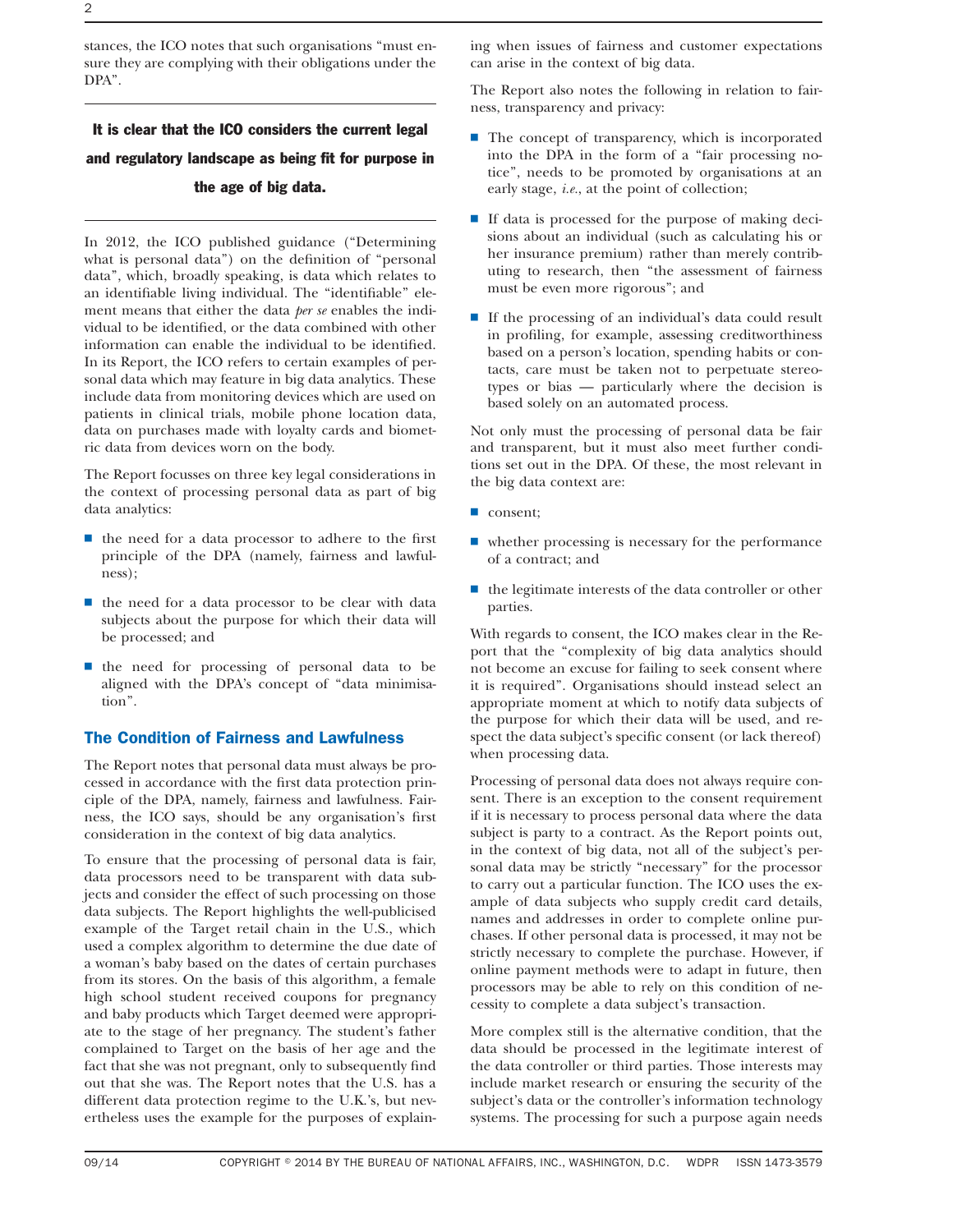stances, the ICO notes that such organisations "must ensure they are complying with their obligations under the DPA".

**It is clear that the ICO considers the current legal and regulatory landscape as being fit for purpose in the age of big data.**

In 2012, the ICO published guidance ("Determining what is personal data") on the definition of "personal data", which, broadly speaking, is data which relates to an identifiable living individual. The "identifiable" element means that either the data *per se* enables the individual to be identified, or the data combined with other information can enable the individual to be identified. In its Report, the ICO refers to certain examples of personal data which may feature in big data analytics. These include data from monitoring devices which are used on patients in clinical trials, mobile phone location data, data on purchases made with loyalty cards and biometric data from devices worn on the body.

The Report focusses on three key legal considerations in the context of processing personal data as part of big data analytics:

- the need for a data processor to adhere to the first principle of the DPA (namely, fairness and lawfulness);
- the need for a data processor to be clear with data subjects about the purpose for which their data will be processed; and
- the need for processing of personal data to be aligned with the DPA's concept of "data minimisation".

## The Condition of Fairness and Lawfulness

The Report notes that personal data must always be processed in accordance with the first data protection principle of the DPA, namely, fairness and lawfulness. Fairness, the ICO says, should be any organisation's first consideration in the context of big data analytics.

To ensure that the processing of personal data is fair, data processors need to be transparent with data subjects and consider the effect of such processing on those data subjects. The Report highlights the well-publicised example of the Target retail chain in the U.S., which used a complex algorithm to determine the due date of a woman's baby based on the dates of certain purchases from its stores. On the basis of this algorithm, a female high school student received coupons for pregnancy and baby products which Target deemed were appropriate to the stage of her pregnancy. The student's father complained to Target on the basis of her age and the fact that she was not pregnant, only to subsequently find out that she was. The Report notes that the U.S. has a different data protection regime to the U.K.'s, but nevertheless uses the example for the purposes of explaining when issues of fairness and customer expectations can arise in the context of big data.

The Report also notes the following in relation to fairness, transparency and privacy:

- The concept of transparency, which is incorporated into the DPA in the form of a "fair processing notice", needs to be promoted by organisations at an early stage, *i.e.*, at the point of collection;
- If data is processed for the purpose of making decisions about an individual (such as calculating his or her insurance premium) rather than merely contributing to research, then "the assessment of fairness must be even more rigorous"; and
- If the processing of an individual's data could result in profiling, for example, assessing creditworthiness based on a person's location, spending habits or contacts, care must be taken not to perpetuate stereotypes or bias — particularly where the decision is based solely on an automated process.

Not only must the processing of personal data be fair and transparent, but it must also meet further conditions set out in the DPA. Of these, the most relevant in the big data context are:

- consent;
- whether processing is necessary for the performance of a contract; and
- the legitimate interests of the data controller or other parties.

With regards to consent, the ICO makes clear in the Report that the "complexity of big data analytics should not become an excuse for failing to seek consent where it is required". Organisations should instead select an appropriate moment at which to notify data subjects of the purpose for which their data will be used, and respect the data subject's specific consent (or lack thereof) when processing data.

Processing of personal data does not always require consent. There is an exception to the consent requirement if it is necessary to process personal data where the data subject is party to a contract. As the Report points out, in the context of big data, not all of the subject's personal data may be strictly "necessary" for the processor to carry out a particular function. The ICO uses the example of data subjects who supply credit card details, names and addresses in order to complete online purchases. If other personal data is processed, it may not be strictly necessary to complete the purchase. However, if online payment methods were to adapt in future, then processors may be able to rely on this condition of necessity to complete a data subject's transaction.

More complex still is the alternative condition, that the data should be processed in the legitimate interest of the data controller or third parties. Those interests may include market research or ensuring the security of the subject's data or the controller's information technology systems. The processing for such a purpose again needs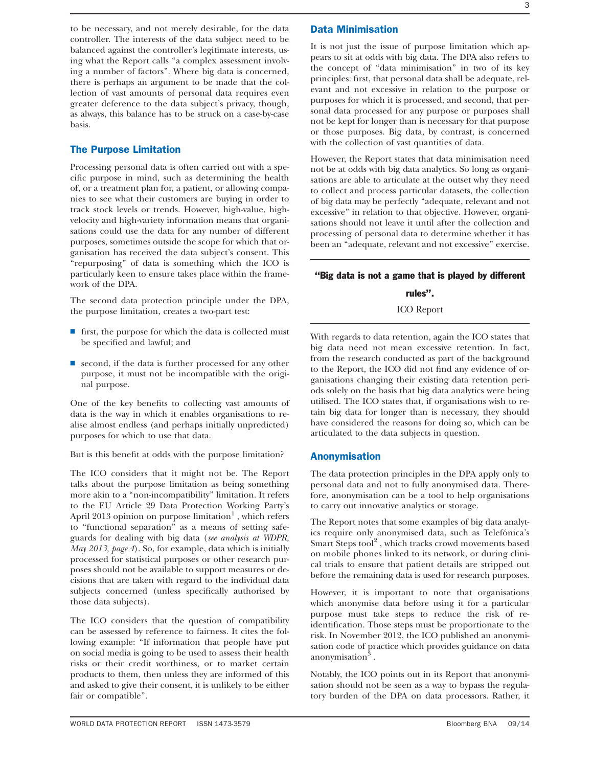to be necessary, and not merely desirable, for the data controller. The interests of the data subject need to be balanced against the controller's legitimate interests, using what the Report calls "a complex assessment involving a number of factors". Where big data is concerned, there is perhaps an argument to be made that the collection of vast amounts of personal data requires even greater deference to the data subject's privacy, though, as always, this balance has to be struck on a case-by-case basis.

## The Purpose Limitation

Processing personal data is often carried out with a specific purpose in mind, such as determining the health of, or a treatment plan for, a patient, or allowing companies to see what their customers are buying in order to track stock levels or trends. However, high-value, high-velocity and high-variety information means that organisations could use the data for any number of different purposes, sometimes outside the scope for which that organisation has received the data subject's consent. This "repurposing" of data is something which the ICO is particularly keen to ensure takes place within the framework of the DPA.

The second data protection principle under the DPA, the purpose limitation, creates a two-part test:

- first, the purpose for which the data is collected must be specified and lawful; and
- second, if the data is further processed for any other purpose, it must not be incompatible with the original purpose.

One of the key benefits to collecting vast amounts of data is the way in which it enables organisations to realise almost endless (and perhaps initially unpredicted) purposes for which to use that data.

But is this benefit at odds with the purpose limitation?

The ICO considers that it might not be. The Report talks about the purpose limitation as being something more akin to a "non-incompatibility" limitation. It refers to the EU Article 29 Data Protection Working Party's April 2013 opinion on purpose limitation[1], which refers to "functional separation" as a means of setting safeguards for dealing with big data (*see analysis at WDPR, May 2013, page 4*). So, for example, data which is initially processed for statistical purposes or other research purposes should not be available to support measures or decisions that are taken with regard to the individual data subjects concerned (unless specifically authorised by those data subjects).

The ICO considers that the question of compatibility can be assessed by reference to fairness. It cites the following example: "If information that people have put on social media is going to be used to assess their health risks or their credit worthiness, or to market certain products to them, then unless they are informed of this and asked to give their consent, it is unlikely to be either fair or compatible".

## Data Minimisation

It is not just the issue of purpose limitation which appears to sit at odds with big data. The DPA also refers to the concept of "data minimisation" in two of its key principles: first, that personal data shall be adequate, relevant and not excessive in relation to the purpose or purposes for which it is processed, and second, that personal data processed for any purpose or purposes shall not be kept for longer than is necessary for that purpose or those purposes. Big data, by contrast, is concerned with the collection of vast quantities of data.

However, the Report states that data minimisation need not be at odds with big data analytics. So long as organisations are able to articulate at the outset why they need to collect and process particular datasets, the collection of big data may be perfectly "adequate, relevant and not excessive" in relation to that objective. However, organisations should not leave it until after the collection and processing of personal data to determine whether it has been an "adequate, relevant and not excessive" exercise.

> **"Big data is not a game that is played by different rules".**
>
> ICO Report

With regards to data retention, again the ICO states that big data need not mean excessive retention. In fact, from the research conducted as part of the background to the Report, the ICO did not find any evidence of organisations changing their existing data retention periods solely on the basis that big data analytics were being utilised. The ICO states that, if organisations wish to retain big data for longer than is necessary, they should have considered the reasons for doing so, which can be articulated to the data subjects in question.

## Anonymisation

The data protection principles in the DPA apply only to personal data and not to fully anonymised data. Therefore, anonymisation can be a tool to help organisations to carry out innovative analytics or storage.

The Report notes that some examples of big data analytics require only anonymised data, such as Telefónica's Smart Steps tool[2], which tracks crowd movements based on mobile phones linked to its network, or during clinical trials to ensure that patient details are stripped out before the remaining data is used for research purposes.

However, it is important to note that organisations which anonymise data before using it for a particular purpose must take steps to reduce the risk of re-identification. Those steps must be proportionate to the risk. In November 2012, the ICO published an anonymisation code of practice which provides guidance on data anonymisation[3].

Notably, the ICO points out in its Report that anonymisation should not be seen as a way to bypass the regulatory burden of the DPA on data processors. Rather, it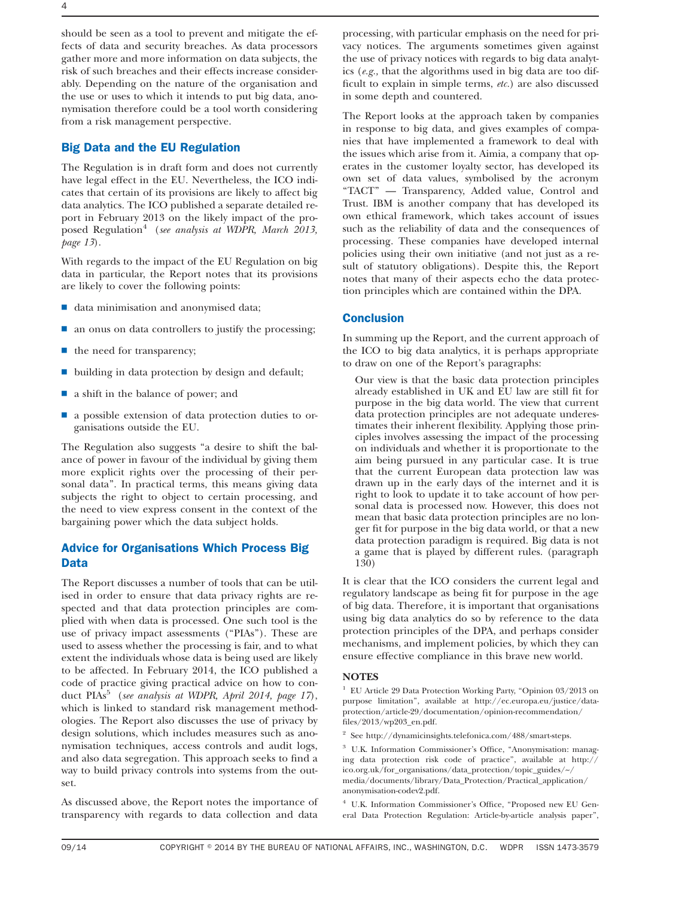should be seen as a tool to prevent and mitigate the effects of data and security breaches. As data processors gather more and more information on data subjects, the risk of such breaches and their effects increase considerably. Depending on the nature of the organisation and the use or uses to which it intends to put big data, anonymisation therefore could be a tool worth considering from a risk management perspective.

## Big Data and the EU Regulation

The Regulation is in draft form and does not currently have legal effect in the EU. Nevertheless, the ICO indicates that certain of its provisions are likely to affect big data analytics. The ICO published a separate detailed report in February 2013 on the likely impact of the proposed Regulation[4] (*see analysis at WDPR, March 2013, page 13*).

With regards to the impact of the EU Regulation on big data in particular, the Report notes that its provisions are likely to cover the following points:

- data minimisation and anonymised data;
- an onus on data controllers to justify the processing;
- the need for transparency;
- building in data protection by design and default;
- a shift in the balance of power; and
- a possible extension of data protection duties to organisations outside the EU.

The Regulation also suggests "a desire to shift the balance of power in favour of the individual by giving them more explicit rights over the processing of their personal data". In practical terms, this means giving data subjects the right to object to certain processing, and the need to view express consent in the context of the bargaining power which the data subject holds.

## Advice for Organisations Which Process Big Data

The Report discusses a number of tools that can be utilised in order to ensure that data privacy rights are respected and that data protection principles are complied with when data is processed. One such tool is the use of privacy impact assessments ("PIAs"). These are used to assess whether the processing is fair, and to what extent the individuals whose data is being used are likely to be affected. In February 2014, the ICO published a code of practice giving practical advice on how to conduct PIAs[5] (*see analysis at WDPR, April 2014, page 17*), which is linked to standard risk management methodologies. The Report also discusses the use of privacy by design solutions, which includes measures such as anonymisation techniques, access controls and audit logs, and also data segregation. This approach seeks to find a way to build privacy controls into systems from the outset.

As discussed above, the Report notes the importance of transparency with regards to data collection and data processing, with particular emphasis on the need for privacy notices. The arguments sometimes given against the use of privacy notices with regards to big data analytics (*e.g.*, that the algorithms used in big data are too difficult to explain in simple terms, *etc.*) are also discussed in some depth and countered.

The Report looks at the approach taken by companies in response to big data, and gives examples of companies that have implemented a framework to deal with the issues which arise from it. Aimia, a company that operates in the customer loyalty sector, has developed its own set of data values, symbolised by the acronym "TACT" — Transparency, Added value, Control and Trust. IBM is another company that has developed its own ethical framework, which takes account of issues such as the reliability of data and the consequences of processing. These companies have developed internal policies using their own initiative (and not just as a result of statutory obligations). Despite this, the Report notes that many of their aspects echo the data protection principles which are contained within the DPA.

## Conclusion

In summing up the Report, and the current approach of the ICO to big data analytics, it is perhaps appropriate to draw on one of the Report's paragraphs:

> Our view is that the basic data protection principles already established in UK and EU law are still fit for purpose in the big data world. The view that current data protection principles are not adequate underestimates their inherent flexibility. Applying those principles involves assessing the impact of the processing on individuals and whether it is proportionate to the aim being pursued in any particular case. It is true that the current European data protection law was drawn up in the early days of the internet and it is right to look to update it to take account of how personal data is processed now. However, this does not mean that basic data protection principles are no longer fit for purpose in the big data world, or that a new data protection paradigm is required. Big data is not a game that is played by different rules. (paragraph 130)

It is clear that the ICO considers the current legal and regulatory landscape as being fit for purpose in the age of big data. Therefore, it is important that organisations using big data analytics do so by reference to the data protection principles of the DPA, and perhaps consider mechanisms, and implement policies, by which they can ensure effective compliance in this brave new world.

### NOTES

[1] EU Article 29 Data Protection Working Party, "Opinion 03/2013 on purpose limitation", available at http://ec.europa.eu/justice/data-protection/article-29/documentation/opinion-recommendation/files/2013/wp203_en.pdf.

[2] See http://dynamicinsights.telefonica.com/488/smart-steps.

[3] U.K. Information Commissioner's Office, "Anonymisation: managing data protection risk code of practice", available at http://ico.org.uk/for_organisations/data_protection/topic_guides/~/media/documents/library/Data_Protection/Practical_application/anonymisation-codev2.pdf.

[4] U.K. Information Commissioner's Office, "Proposed new EU General Data Protection Regulation: Article-by-article analysis paper",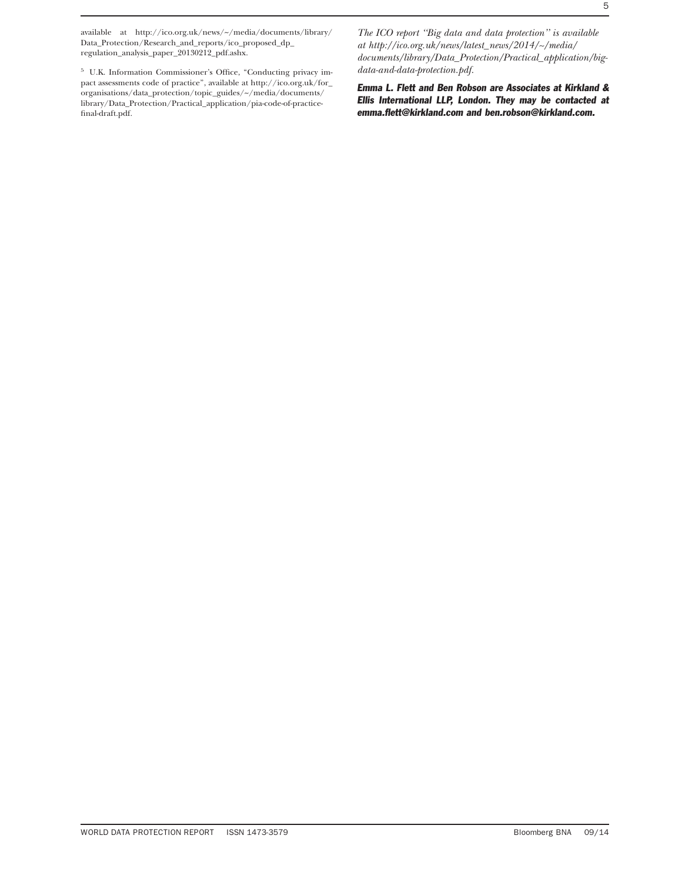available at http://ico.org.uk/news/~/media/documents/library/Data_Protection/Research_and_reports/ico_proposed_dp_regulation_analysis_paper_20130212_pdf.ashx.

[5] U.K. Information Commissioner's Office, "Conducting privacy impact assessments code of practice", available at http://ico.org.uk/for_organisations/data_protection/topic_guides/~/media/documents/library/Data_Protection/Practical_application/pia-code-of-practice-final-draft.pdf.

*The ICO report "Big data and data protection" is available at http://ico.org.uk/news/latest_news/2014/~/media/documents/library/Data_Protection/Practical_application/big-data-and-data-protection.pdf.*

***Emma L. Flett and Ben Robson are Associates at Kirkland & Ellis International LLP, London. They may be contacted at emma.flett@kirkland.com and ben.robson@kirkland.com.***